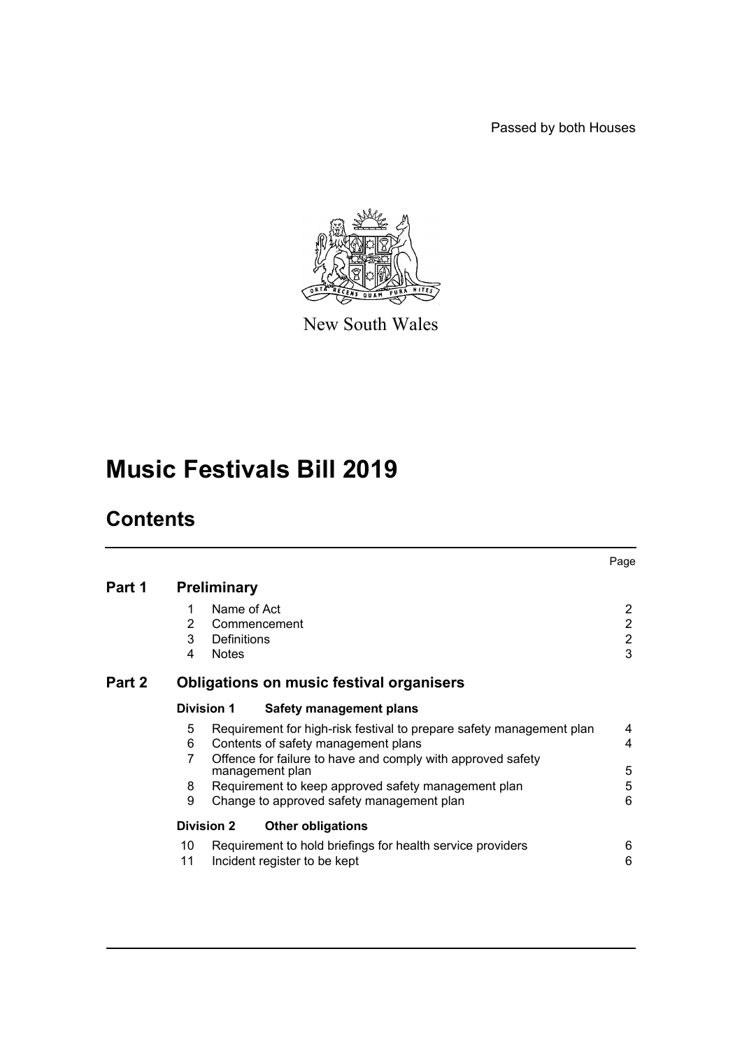Passed by both Houses

New South Wales

# Music Festivals Bill 2019

## Contents

| | | | Page |
|---|---|---|---|
| **Part 1** | **Preliminary** | | |
| | 1 | Name of Act | 2 |
| | 2 | Commencement | 2 |
| | 3 | Definitions | 2 |
| | 4 | Notes | 3 |
| **Part 2** | **Obligations on music festival organisers** | | |
| | **Division 1** | **Safety management plans** | |
| | 5 | Requirement for high-risk festival to prepare safety management plan | 4 |
| | 6 | Contents of safety management plans | 4 |
| | 7 | Offence for failure to have and comply with approved safety management plan | 5 |
| | 8 | Requirement to keep approved safety management plan | 5 |
| | 9 | Change to approved safety management plan | 6 |
| | **Division 2** | **Other obligations** | |
| | 10 | Requirement to hold briefings for health service providers | 6 |
| | 11 | Incident register to be kept | 6 |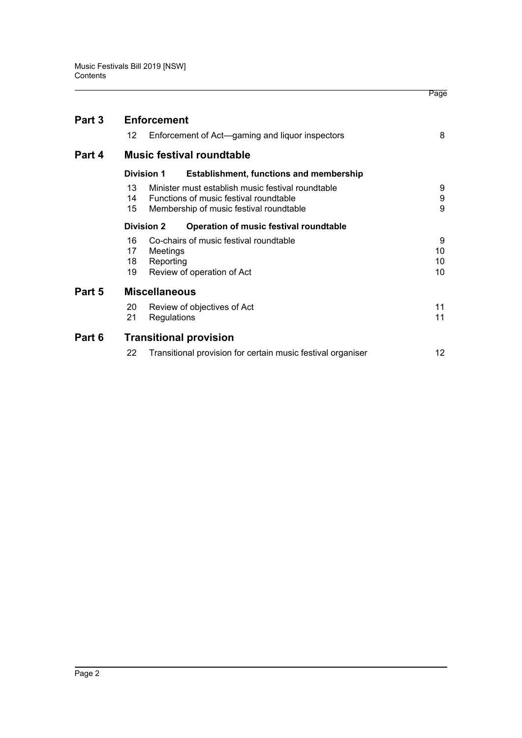| | | | Page |
|---|---|---|---|
| **Part 3** | **Enforcement** | | |
| | 12 | Enforcement of Act—gaming and liquor inspectors | 8 |
| **Part 4** | **Music festival roundtable** | | |
| | **Division 1** | **Establishment, functions and membership** | |
| | 13 | Minister must establish music festival roundtable | 9 |
| | 14 | Functions of music festival roundtable | 9 |
| | 15 | Membership of music festival roundtable | 9 |
| | **Division 2** | **Operation of music festival roundtable** | |
| | 16 | Co-chairs of music festival roundtable | 9 |
| | 17 | Meetings | 10 |
| | 18 | Reporting | 10 |
| | 19 | Review of operation of Act | 10 |
| **Part 5** | **Miscellaneous** | | |
| | 20 | Review of objectives of Act | 11 |
| | 21 | Regulations | 11 |
| **Part 6** | **Transitional provision** | | |
| | 22 | Transitional provision for certain music festival organiser | 12 |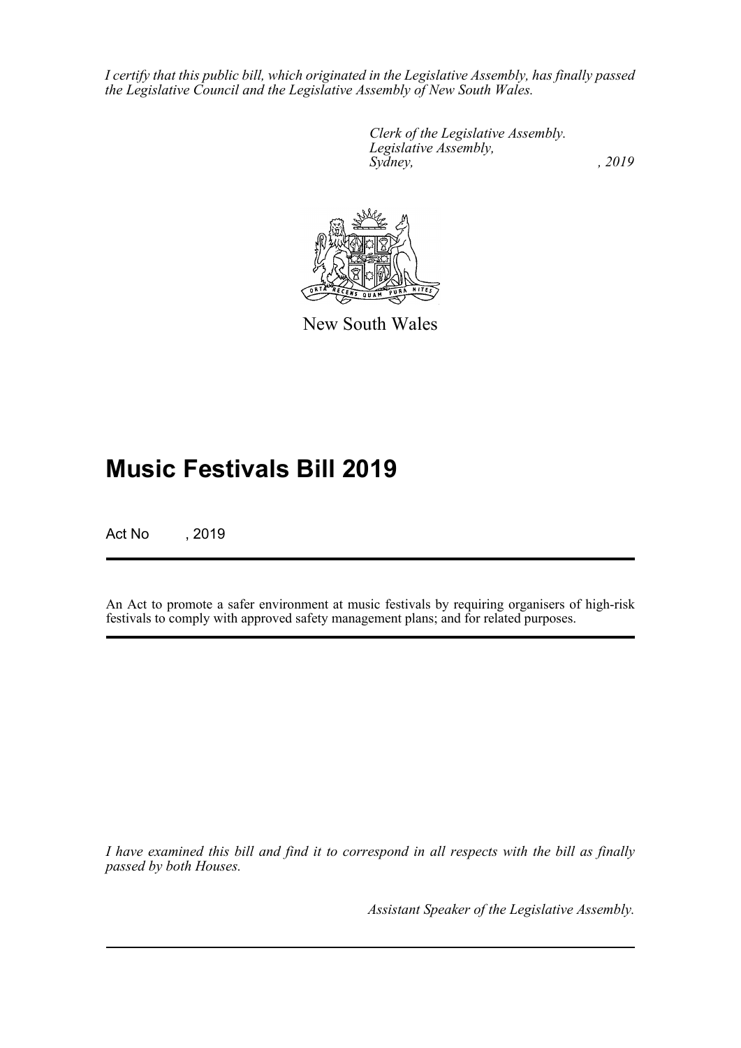*I certify that this public bill, which originated in the Legislative Assembly, has finally passed the Legislative Council and the Legislative Assembly of New South Wales.*

*Clerk of the Legislative Assembly.*
*Legislative Assembly,*
*Sydney, , 2019*

New South Wales

# Music Festivals Bill 2019

Act No , 2019

An Act to promote a safer environment at music festivals by requiring organisers of high-risk festivals to comply with approved safety management plans; and for related purposes.

*I have examined this bill and find it to correspond in all respects with the bill as finally passed by both Houses.*

*Assistant Speaker of the Legislative Assembly.*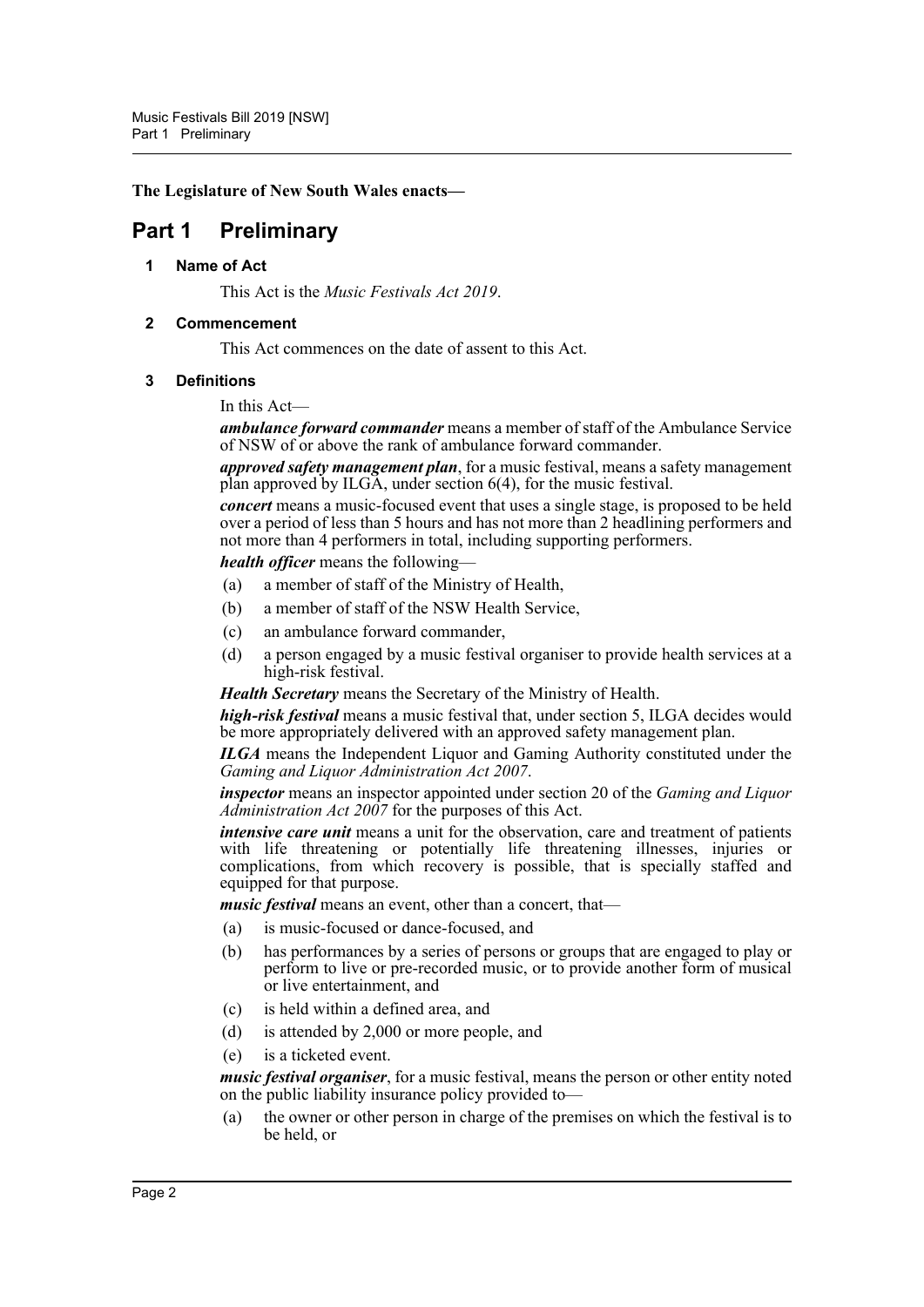**The Legislature of New South Wales enacts—**

# Part 1 Preliminary

## 1 Name of Act

This Act is the *Music Festivals Act 2019*.

## 2 Commencement

This Act commences on the date of assent to this Act.

## 3 Definitions

In this Act—

***ambulance forward commander*** means a member of staff of the Ambulance Service of NSW of or above the rank of ambulance forward commander.

***approved safety management plan***, for a music festival, means a safety management plan approved by ILGA, under section 6(4), for the music festival.

***concert*** means a music-focused event that uses a single stage, is proposed to be held over a period of less than 5 hours and has not more than 2 headlining performers and not more than 4 performers in total, including supporting performers.

***health officer*** means the following—

(a) a member of staff of the Ministry of Health,

(b) a member of staff of the NSW Health Service,

(c) an ambulance forward commander,

(d) a person engaged by a music festival organiser to provide health services at a high-risk festival.

***Health Secretary*** means the Secretary of the Ministry of Health.

***high-risk festival*** means a music festival that, under section 5, ILGA decides would be more appropriately delivered with an approved safety management plan.

***ILGA*** means the Independent Liquor and Gaming Authority constituted under the *Gaming and Liquor Administration Act 2007*.

***inspector*** means an inspector appointed under section 20 of the *Gaming and Liquor Administration Act 2007* for the purposes of this Act.

***intensive care unit*** means a unit for the observation, care and treatment of patients with life threatening or potentially life threatening illnesses, injuries or complications, from which recovery is possible, that is specially staffed and equipped for that purpose.

***music festival*** means an event, other than a concert, that—

(a) is music-focused or dance-focused, and

(b) has performances by a series of persons or groups that are engaged to play or perform to live or pre-recorded music, or to provide another form of musical or live entertainment, and

(c) is held within a defined area, and

(d) is attended by 2,000 or more people, and

(e) is a ticketed event.

***music festival organiser***, for a music festival, means the person or other entity noted on the public liability insurance policy provided to—

(a) the owner or other person in charge of the premises on which the festival is to be held, or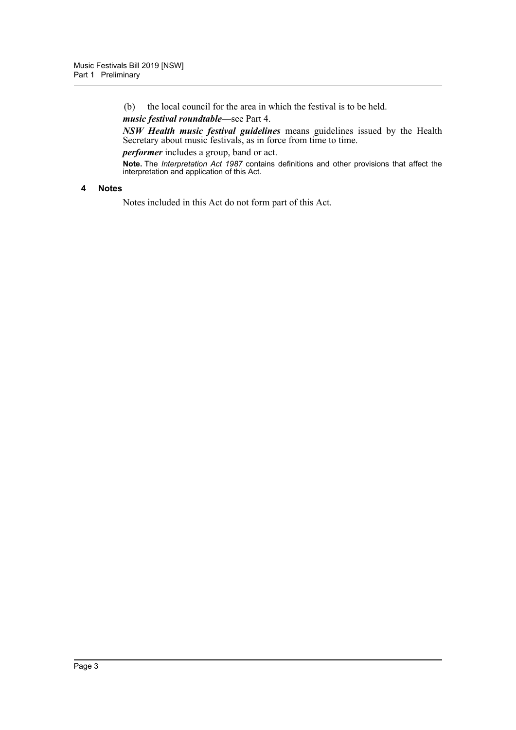(b) the local council for the area in which the festival is to be held.

***music festival roundtable***—see Part 4.

***NSW Health music festival guidelines*** means guidelines issued by the Health Secretary about music festivals, as in force from time to time.

***performer*** includes a group, band or act.

**Note.** The *Interpretation Act 1987* contains definitions and other provisions that affect the interpretation and application of this Act.

### 4 Notes

Notes included in this Act do not form part of this Act.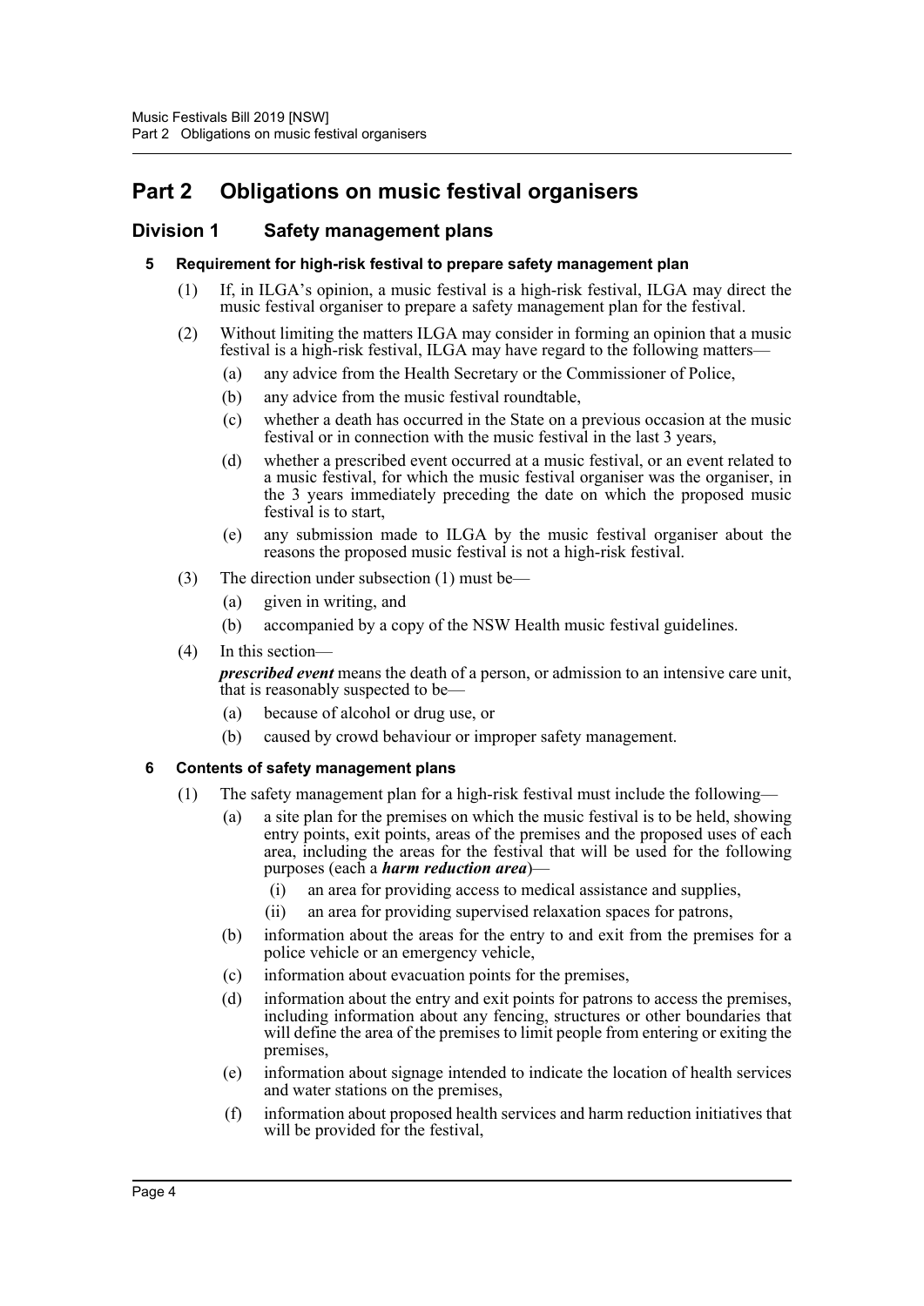# Part 2 Obligations on music festival organisers

## Division 1 Safety management plans

### 5 Requirement for high-risk festival to prepare safety management plan

(1) If, in ILGA's opinion, a music festival is a high-risk festival, ILGA may direct the music festival organiser to prepare a safety management plan for the festival.

(2) Without limiting the matters ILGA may consider in forming an opinion that a music festival is a high-risk festival, ILGA may have regard to the following matters—

- (a) any advice from the Health Secretary or the Commissioner of Police,
- (b) any advice from the music festival roundtable,
- (c) whether a death has occurred in the State on a previous occasion at the music festival or in connection with the music festival in the last 3 years,
- (d) whether a prescribed event occurred at a music festival, or an event related to a music festival, for which the music festival organiser was the organiser, in the 3 years immediately preceding the date on which the proposed music festival is to start,
- (e) any submission made to ILGA by the music festival organiser about the reasons the proposed music festival is not a high-risk festival.

(3) The direction under subsection (1) must be—

- (a) given in writing, and
- (b) accompanied by a copy of the NSW Health music festival guidelines.

(4) In this section—

***prescribed event*** means the death of a person, or admission to an intensive care unit, that is reasonably suspected to be—

- (a) because of alcohol or drug use, or
- (b) caused by crowd behaviour or improper safety management.

### 6 Contents of safety management plans

(1) The safety management plan for a high-risk festival must include the following—

- (a) a site plan for the premises on which the music festival is to be held, showing entry points, exit points, areas of the premises and the proposed uses of each area, including the areas for the festival that will be used for the following purposes (each a ***harm reduction area***)—
  - (i) an area for providing access to medical assistance and supplies,
  - (ii) an area for providing supervised relaxation spaces for patrons,
- (b) information about the areas for the entry to and exit from the premises for a police vehicle or an emergency vehicle,
- (c) information about evacuation points for the premises,
- (d) information about the entry and exit points for patrons to access the premises, including information about any fencing, structures or other boundaries that will define the area of the premises to limit people from entering or exiting the premises,
- (e) information about signage intended to indicate the location of health services and water stations on the premises,
- (f) information about proposed health services and harm reduction initiatives that will be provided for the festival,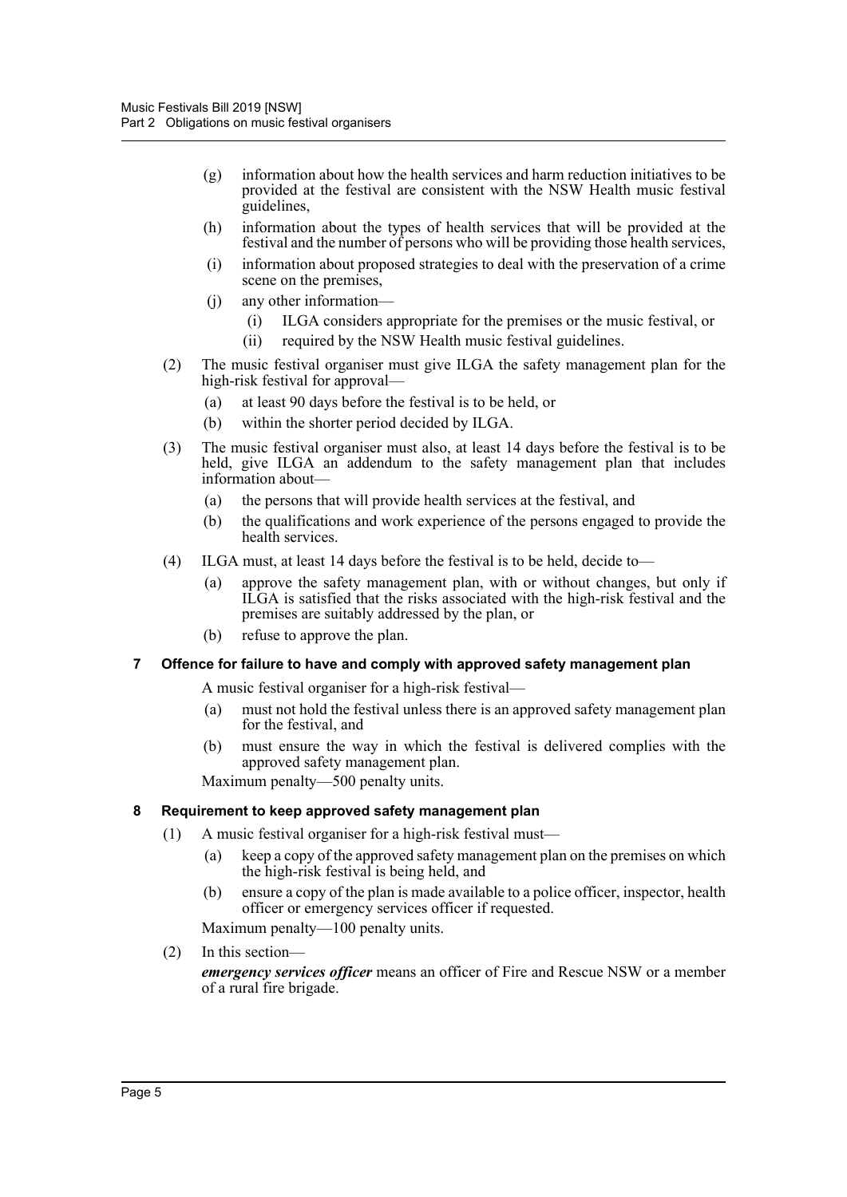(g) information about how the health services and harm reduction initiatives to be provided at the festival are consistent with the NSW Health music festival guidelines,

(h) information about the types of health services that will be provided at the festival and the number of persons who will be providing those health services,

(i) information about proposed strategies to deal with the preservation of a crime scene on the premises,

(j) any other information—

(i) ILGA considers appropriate for the premises or the music festival, or

(ii) required by the NSW Health music festival guidelines.

(2) The music festival organiser must give ILGA the safety management plan for the high-risk festival for approval—

(a) at least 90 days before the festival is to be held, or

(b) within the shorter period decided by ILGA.

(3) The music festival organiser must also, at least 14 days before the festival is to be held, give ILGA an addendum to the safety management plan that includes information about—

(a) the persons that will provide health services at the festival, and

(b) the qualifications and work experience of the persons engaged to provide the health services.

(4) ILGA must, at least 14 days before the festival is to be held, decide to—

(a) approve the safety management plan, with or without changes, but only if ILGA is satisfied that the risks associated with the high-risk festival and the premises are suitably addressed by the plan, or

(b) refuse to approve the plan.

### 7 Offence for failure to have and comply with approved safety management plan

A music festival organiser for a high-risk festival—

(a) must not hold the festival unless there is an approved safety management plan for the festival, and

(b) must ensure the way in which the festival is delivered complies with the approved safety management plan.

Maximum penalty—500 penalty units.

### 8 Requirement to keep approved safety management plan

(1) A music festival organiser for a high-risk festival must—

(a) keep a copy of the approved safety management plan on the premises on which the high-risk festival is being held, and

(b) ensure a copy of the plan is made available to a police officer, inspector, health officer or emergency services officer if requested.

Maximum penalty—100 penalty units.

(2) In this section—

***emergency services officer*** means an officer of Fire and Rescue NSW or a member of a rural fire brigade.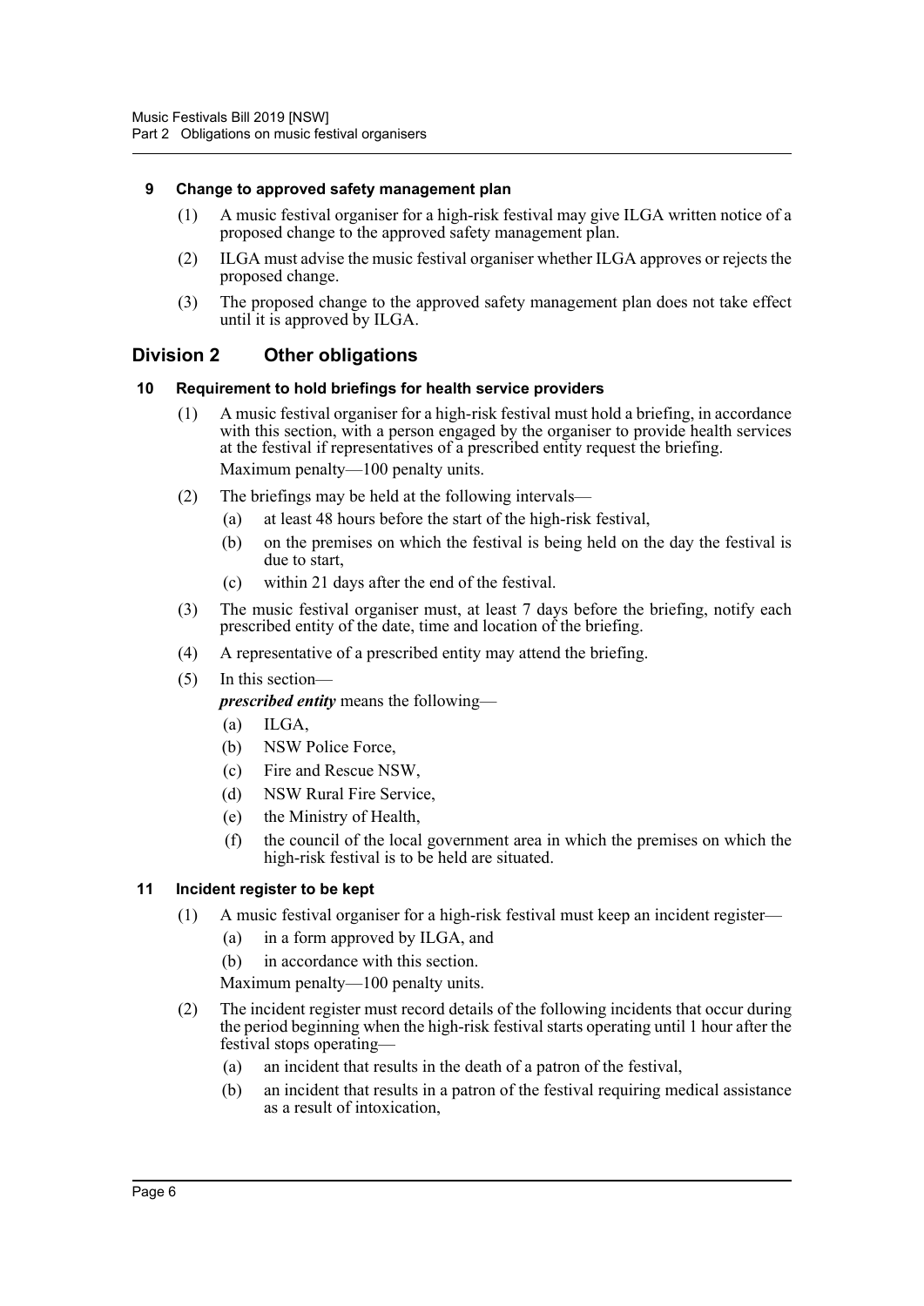### 9 Change to approved safety management plan

(1) A music festival organiser for a high-risk festival may give ILGA written notice of a proposed change to the approved safety management plan.

(2) ILGA must advise the music festival organiser whether ILGA approves or rejects the proposed change.

(3) The proposed change to the approved safety management plan does not take effect until it is approved by ILGA.

## Division 2 Other obligations

### 10 Requirement to hold briefings for health service providers

(1) A music festival organiser for a high-risk festival must hold a briefing, in accordance with this section, with a person engaged by the organiser to provide health services at the festival if representatives of a prescribed entity request the briefing.

Maximum penalty—100 penalty units.

(2) The briefings may be held at the following intervals—

(a) at least 48 hours before the start of the high-risk festival,

(b) on the premises on which the festival is being held on the day the festival is due to start,

(c) within 21 days after the end of the festival.

(3) The music festival organiser must, at least 7 days before the briefing, notify each prescribed entity of the date, time and location of the briefing.

(4) A representative of a prescribed entity may attend the briefing.

(5) In this section—

***prescribed entity*** means the following—

(a) ILGA,

(b) NSW Police Force,

(c) Fire and Rescue NSW,

(d) NSW Rural Fire Service,

(e) the Ministry of Health,

(f) the council of the local government area in which the premises on which the high-risk festival is to be held are situated.

### 11 Incident register to be kept

(1) A music festival organiser for a high-risk festival must keep an incident register—

(a) in a form approved by ILGA, and

(b) in accordance with this section.

Maximum penalty—100 penalty units.

(2) The incident register must record details of the following incidents that occur during the period beginning when the high-risk festival starts operating until 1 hour after the festival stops operating—

(a) an incident that results in the death of a patron of the festival,

(b) an incident that results in a patron of the festival requiring medical assistance as a result of intoxication,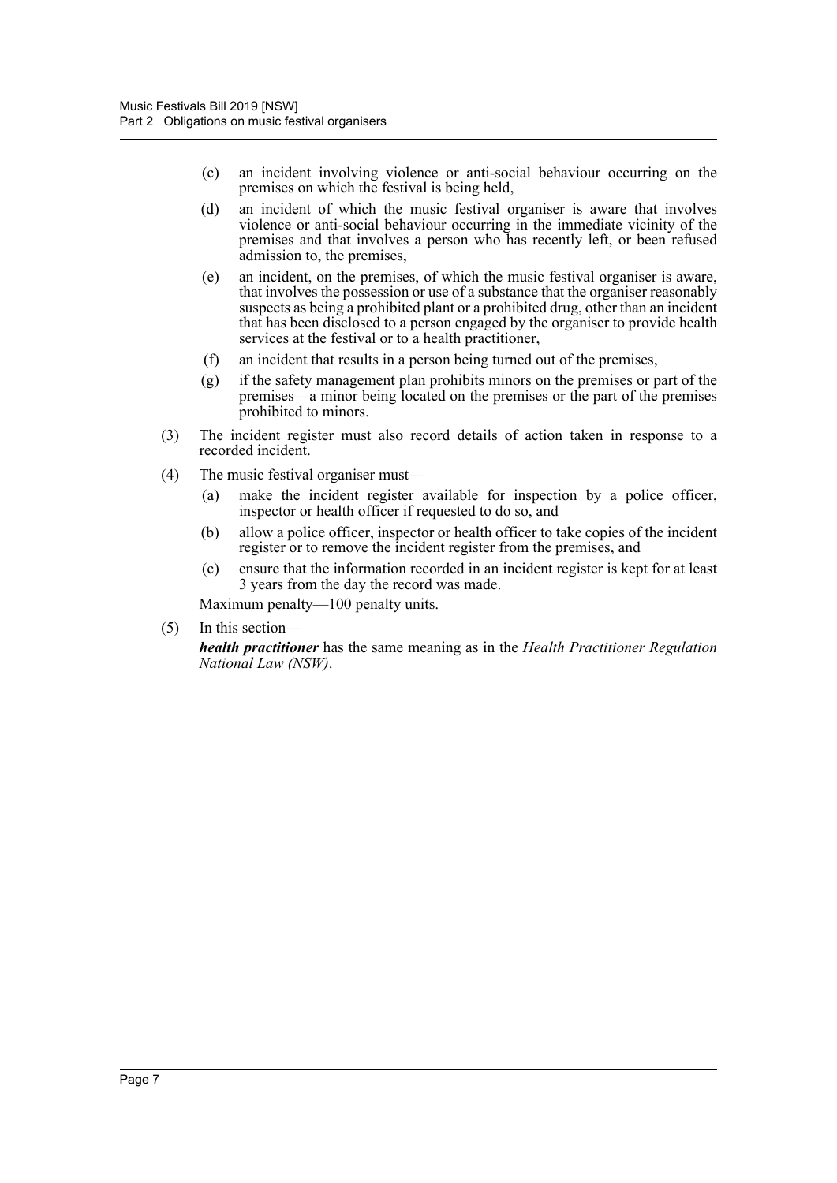(c) an incident involving violence or anti-social behaviour occurring on the premises on which the festival is being held,

(d) an incident of which the music festival organiser is aware that involves violence or anti-social behaviour occurring in the immediate vicinity of the premises and that involves a person who has recently left, or been refused admission to, the premises,

(e) an incident, on the premises, of which the music festival organiser is aware, that involves the possession or use of a substance that the organiser reasonably suspects as being a prohibited plant or a prohibited drug, other than an incident that has been disclosed to a person engaged by the organiser to provide health services at the festival or to a health practitioner,

(f) an incident that results in a person being turned out of the premises,

(g) if the safety management plan prohibits minors on the premises or part of the premises—a minor being located on the premises or the part of the premises prohibited to minors.

(3) The incident register must also record details of action taken in response to a recorded incident.

(4) The music festival organiser must—

(a) make the incident register available for inspection by a police officer, inspector or health officer if requested to do so, and

(b) allow a police officer, inspector or health officer to take copies of the incident register or to remove the incident register from the premises, and

(c) ensure that the information recorded in an incident register is kept for at least 3 years from the day the record was made.

Maximum penalty—100 penalty units.

(5) In this section—

***health practitioner*** has the same meaning as in the *Health Practitioner Regulation National Law (NSW)*.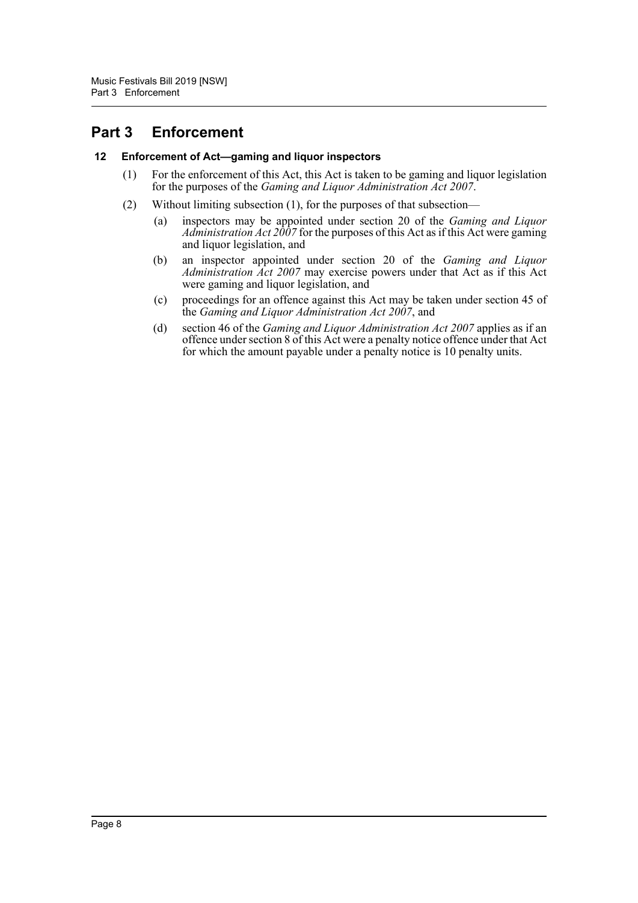# Part 3 Enforcement

### 12 Enforcement of Act—gaming and liquor inspectors

(1) For the enforcement of this Act, this Act is taken to be gaming and liquor legislation for the purposes of the *Gaming and Liquor Administration Act 2007*.

(2) Without limiting subsection (1), for the purposes of that subsection—

(a) inspectors may be appointed under section 20 of the *Gaming and Liquor Administration Act 2007* for the purposes of this Act as if this Act were gaming and liquor legislation, and

(b) an inspector appointed under section 20 of the *Gaming and Liquor Administration Act 2007* may exercise powers under that Act as if this Act were gaming and liquor legislation, and

(c) proceedings for an offence against this Act may be taken under section 45 of the *Gaming and Liquor Administration Act 2007*, and

(d) section 46 of the *Gaming and Liquor Administration Act 2007* applies as if an offence under section 8 of this Act were a penalty notice offence under that Act for which the amount payable under a penalty notice is 10 penalty units.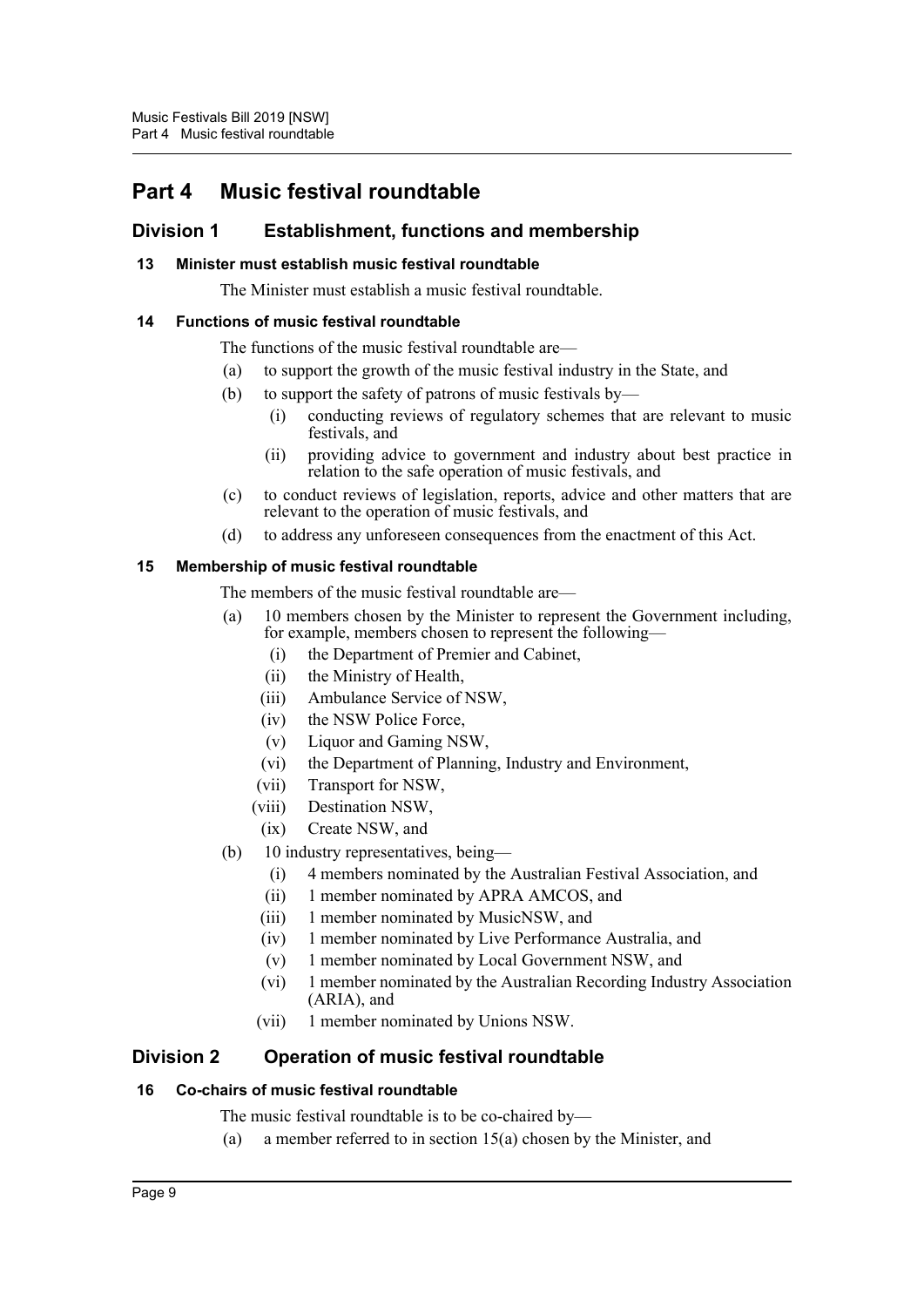# Part 4 Music festival roundtable

## Division 1 Establishment, functions and membership

### 13 Minister must establish music festival roundtable

The Minister must establish a music festival roundtable.

### 14 Functions of music festival roundtable

The functions of the music festival roundtable are—

- (a) to support the growth of the music festival industry in the State, and
- (b) to support the safety of patrons of music festivals by—
  - (i) conducting reviews of regulatory schemes that are relevant to music festivals, and
  - (ii) providing advice to government and industry about best practice in relation to the safe operation of music festivals, and
- (c) to conduct reviews of legislation, reports, advice and other matters that are relevant to the operation of music festivals, and
- (d) to address any unforeseen consequences from the enactment of this Act.

### 15 Membership of music festival roundtable

The members of the music festival roundtable are—

- (a) 10 members chosen by the Minister to represent the Government including, for example, members chosen to represent the following—
  - (i) the Department of Premier and Cabinet,
  - (ii) the Ministry of Health,
  - (iii) Ambulance Service of NSW,
  - (iv) the NSW Police Force,
  - (v) Liquor and Gaming NSW,
  - (vi) the Department of Planning, Industry and Environment,
  - (vii) Transport for NSW,
  - (viii) Destination NSW,
  - (ix) Create NSW, and
- (b) 10 industry representatives, being—
  - (i) 4 members nominated by the Australian Festival Association, and
  - (ii) 1 member nominated by APRA AMCOS, and
  - (iii) 1 member nominated by MusicNSW, and
  - (iv) 1 member nominated by Live Performance Australia, and
  - (v) 1 member nominated by Local Government NSW, and
  - (vi) 1 member nominated by the Australian Recording Industry Association (ARIA), and
  - (vii) 1 member nominated by Unions NSW.

## Division 2 Operation of music festival roundtable

### 16 Co-chairs of music festival roundtable

The music festival roundtable is to be co-chaired by—

- (a) a member referred to in section 15(a) chosen by the Minister, and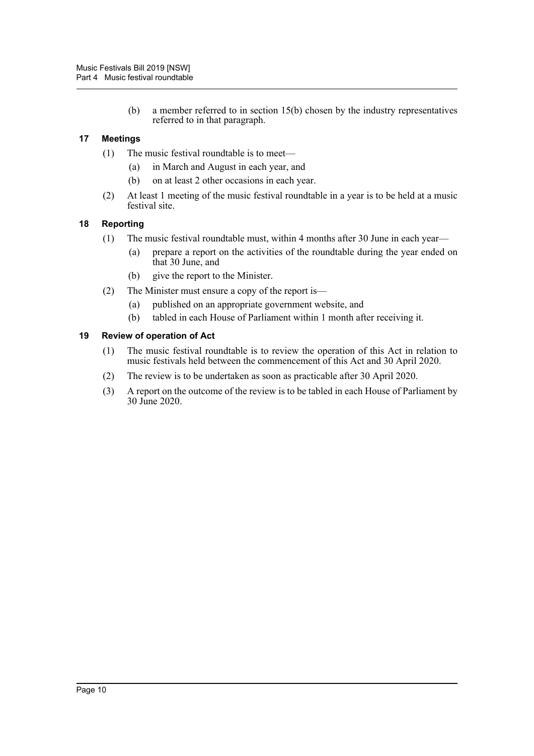(b) a member referred to in section 15(b) chosen by the industry representatives referred to in that paragraph.

### 17 Meetings

(1) The music festival roundtable is to meet—

(a) in March and August in each year, and

(b) on at least 2 other occasions in each year.

(2) At least 1 meeting of the music festival roundtable in a year is to be held at a music festival site.

### 18 Reporting

(1) The music festival roundtable must, within 4 months after 30 June in each year—

(a) prepare a report on the activities of the roundtable during the year ended on that 30 June, and

(b) give the report to the Minister.

(2) The Minister must ensure a copy of the report is—

(a) published on an appropriate government website, and

(b) tabled in each House of Parliament within 1 month after receiving it.

### 19 Review of operation of Act

(1) The music festival roundtable is to review the operation of this Act in relation to music festivals held between the commencement of this Act and 30 April 2020.

(2) The review is to be undertaken as soon as practicable after 30 April 2020.

(3) A report on the outcome of the review is to be tabled in each House of Parliament by 30 June 2020.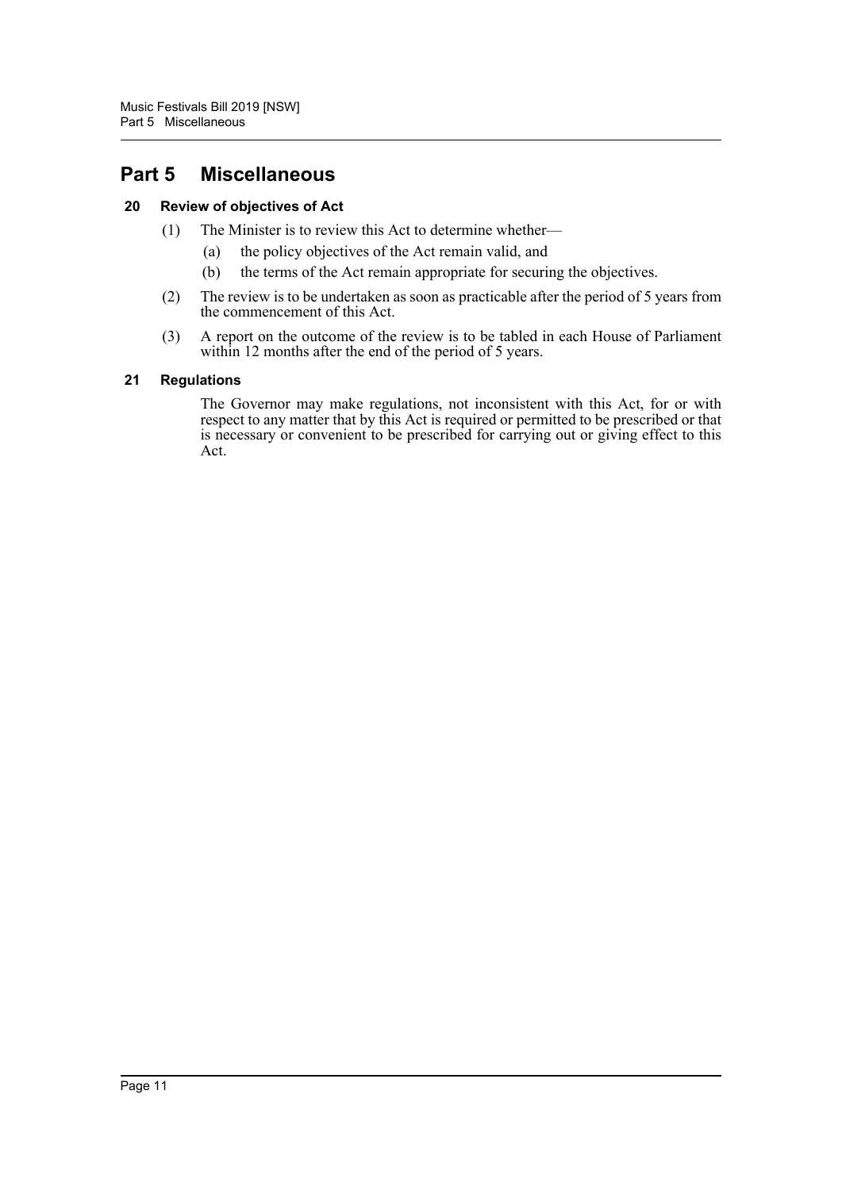# Part 5 Miscellaneous

## 20 Review of objectives of Act

(1) The Minister is to review this Act to determine whether—

(a) the policy objectives of the Act remain valid, and

(b) the terms of the Act remain appropriate for securing the objectives.

(2) The review is to be undertaken as soon as practicable after the period of 5 years from the commencement of this Act.

(3) A report on the outcome of the review is to be tabled in each House of Parliament within 12 months after the end of the period of 5 years.

## 21 Regulations

The Governor may make regulations, not inconsistent with this Act, for or with respect to any matter that by this Act is required or permitted to be prescribed or that is necessary or convenient to be prescribed for carrying out or giving effect to this Act.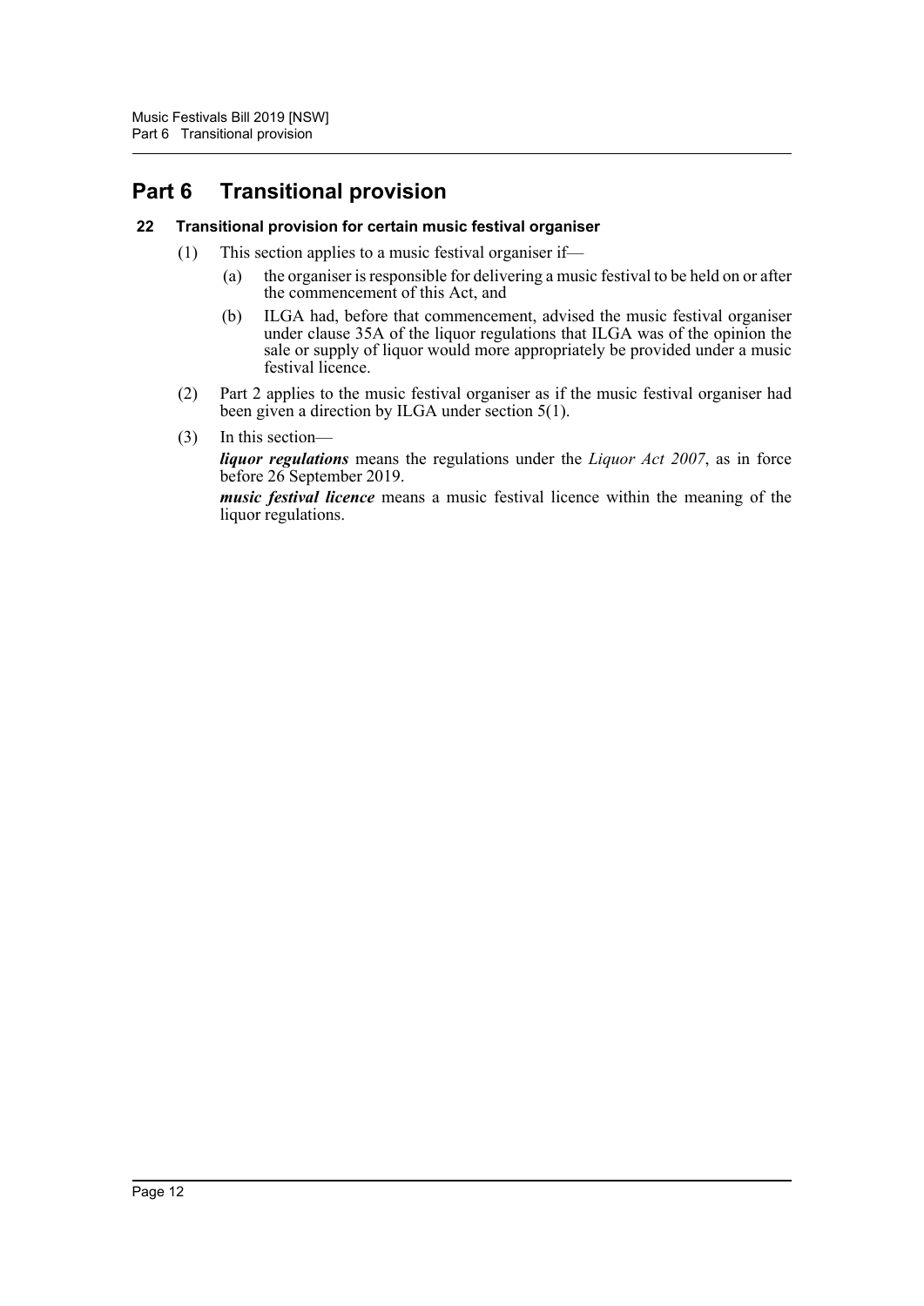# Part 6 Transitional provision

### 22 Transitional provision for certain music festival organiser

(1) This section applies to a music festival organiser if—

   (a) the organiser is responsible for delivering a music festival to be held on or after the commencement of this Act, and

   (b) ILGA had, before that commencement, advised the music festival organiser under clause 35A of the liquor regulations that ILGA was of the opinion the sale or supply of liquor would more appropriately be provided under a music festival licence.

(2) Part 2 applies to the music festival organiser as if the music festival organiser had been given a direction by ILGA under section 5(1).

(3) In this section—

***liquor regulations*** means the regulations under the *Liquor Act 2007*, as in force before 26 September 2019.

***music festival licence*** means a music festival licence within the meaning of the liquor regulations.